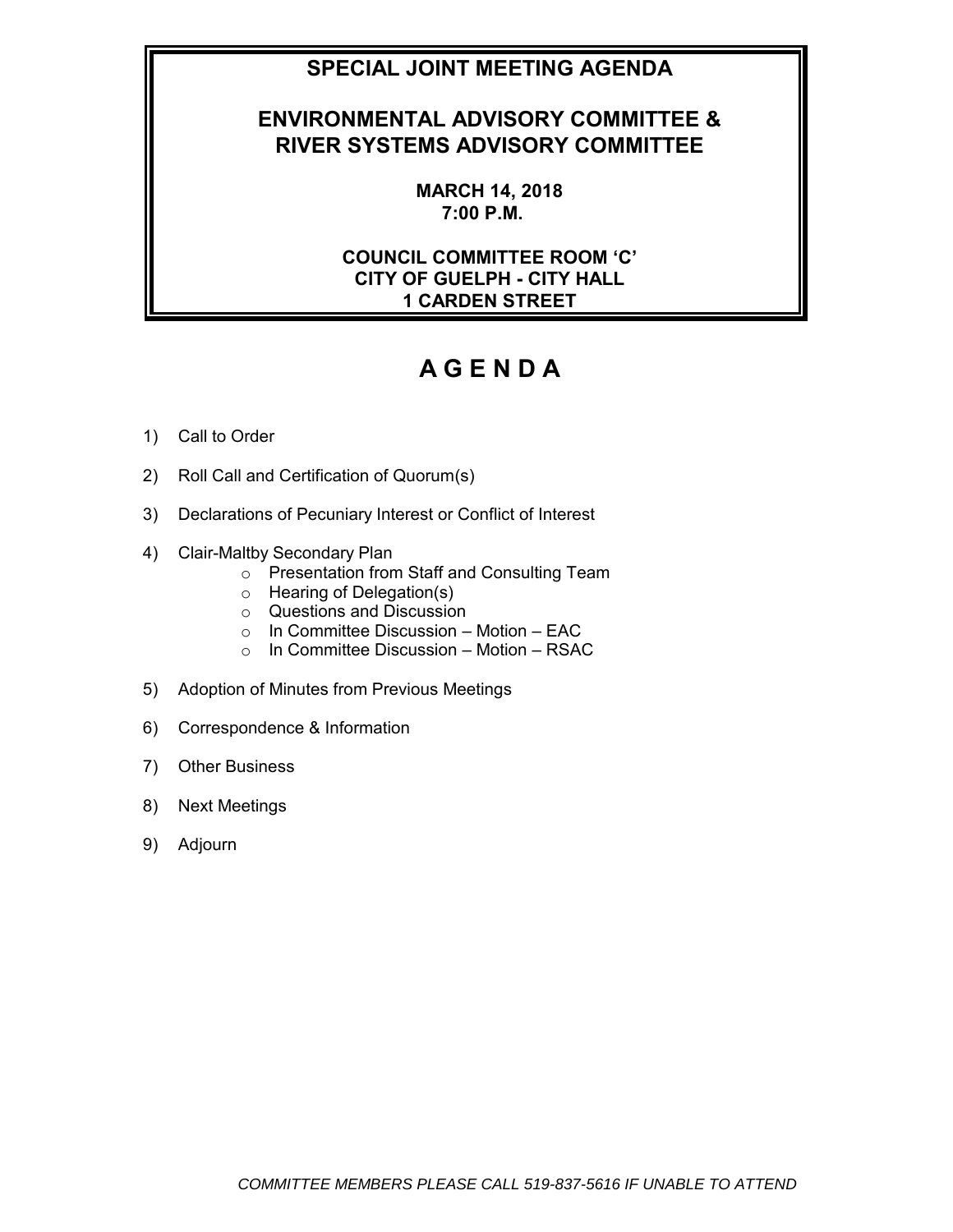# SPECIAL JOINT MEETING AGENDA

## ENVIRONMENTAL ADVISORY COMMITTEE & RIVER SYSTEMS ADVISORY COMMITTEE

**MARCH 14, 2018**
**7:00 P.M.**

**COUNCIL COMMITTEE ROOM 'C'**
**CITY OF GUELPH - CITY HALL**
**1 CARDEN STREET**

# A G E N D A

1) Call to Order

2) Roll Call and Certification of Quorum(s)

3) Declarations of Pecuniary Interest or Conflict of Interest

4) Clair-Maltby Secondary Plan
   - Presentation from Staff and Consulting Team
   - Hearing of Delegation(s)
   - Questions and Discussion
   - In Committee Discussion – Motion – EAC
   - In Committee Discussion – Motion – RSAC

5) Adoption of Minutes from Previous Meetings

6) Correspondence & Information

7) Other Business

8) Next Meetings

9) Adjourn

*COMMITTEE MEMBERS PLEASE CALL 519-837-5616 IF UNABLE TO ATTEND*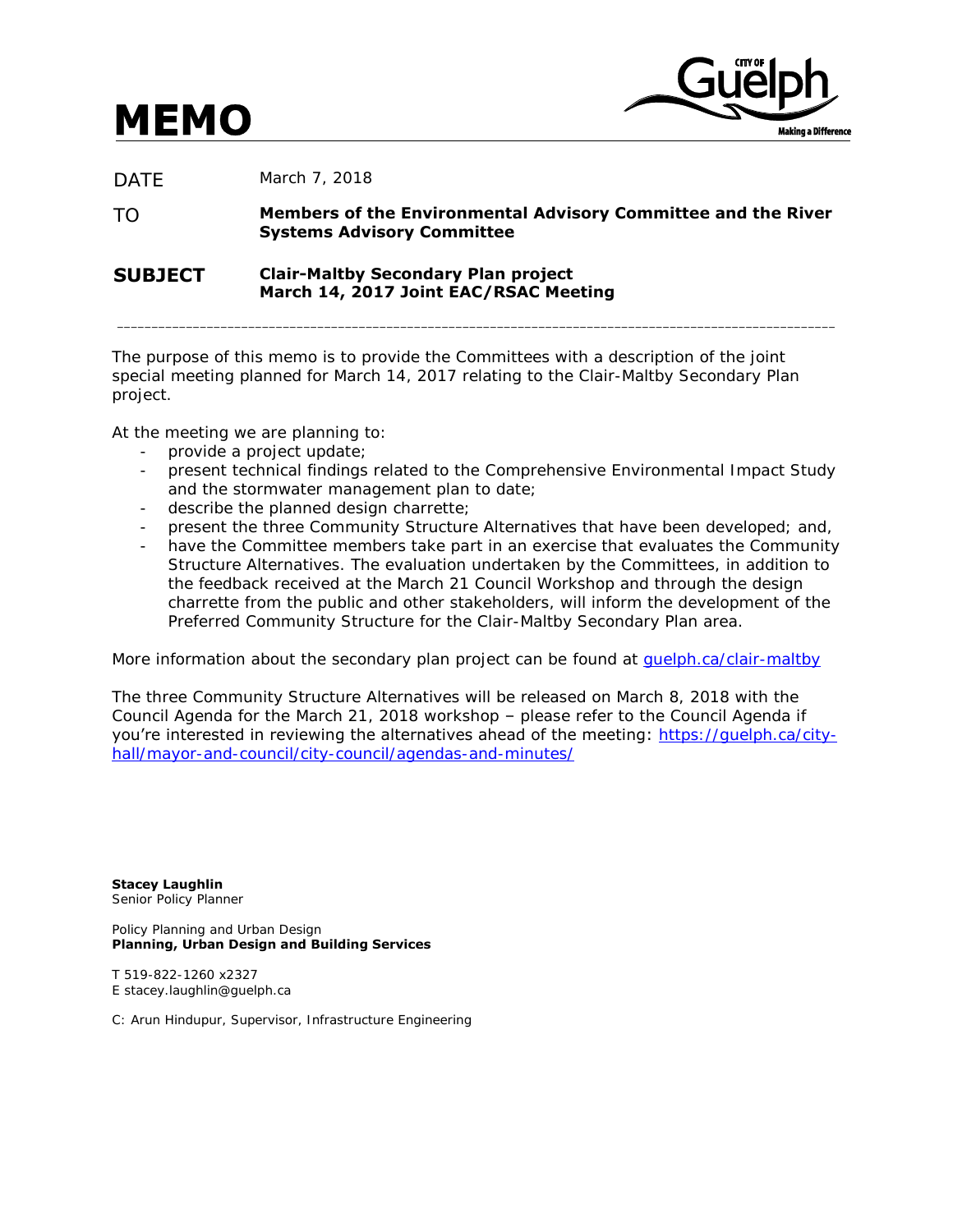# MEMO

| | |
|---|---|
| DATE | March 7, 2018 |
| TO | **Members of the Environmental Advisory Committee and the River Systems Advisory Committee** |
| **SUBJECT** | **Clair-Maltby Secondary Plan project**<br>**March 14, 2017 Joint EAC/RSAC Meeting** |

---

The purpose of this memo is to provide the Committees with a description of the joint special meeting planned for March 14, 2017 relating to the Clair-Maltby Secondary Plan project.

At the meeting we are planning to:

- provide a project update;
- present technical findings related to the Comprehensive Environmental Impact Study and the stormwater management plan to date;
- describe the planned design charrette;
- present the three Community Structure Alternatives that have been developed; and,
- have the Committee members take part in an exercise that evaluates the Community Structure Alternatives. The evaluation undertaken by the Committees, in addition to the feedback received at the March 21 Council Workshop and through the design charrette from the public and other stakeholders, will inform the development of the Preferred Community Structure for the Clair-Maltby Secondary Plan area.

More information about the secondary plan project can be found at guelph.ca/clair-maltby

The three Community Structure Alternatives will be released on March 8, 2018 with the Council Agenda for the March 21, 2018 workshop – please refer to the Council Agenda if you're interested in reviewing the alternatives ahead of the meeting: https://guelph.ca/city-hall/mayor-and-council/city-council/agendas-and-minutes/

**Stacey Laughlin**
Senior Policy Planner

Policy Planning and Urban Design
**Planning, Urban Design and Building Services**

T 519-822-1260 x2327
E stacey.laughlin@guelph.ca

C: Arun Hindupur, Supervisor, Infrastructure Engineering